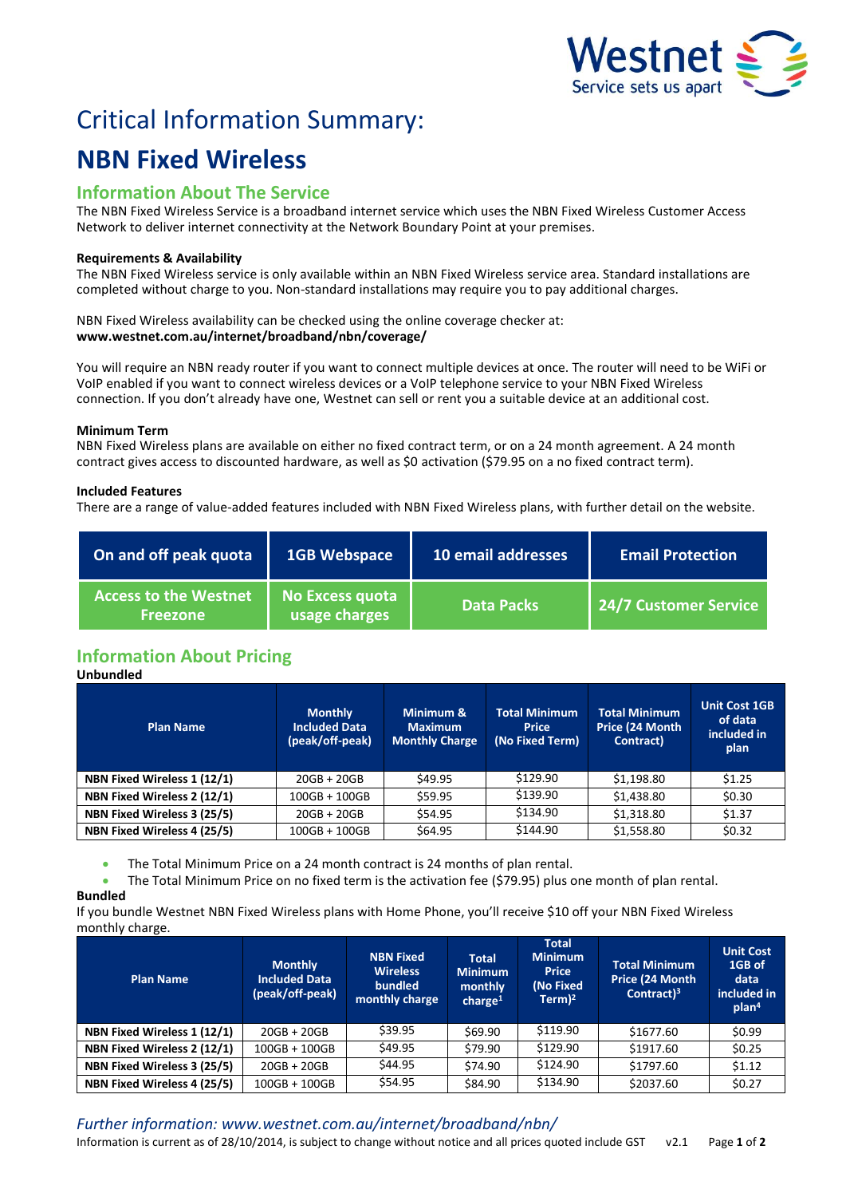# Critical Information Summary:

# NBN Fixed Wireless

## Information About The Service

The NBN Fixed Wireless Service is a broadband internet service which uses the NBN Fixed Wireless Customer Access Network to deliver internet connectivity at the Network Boundary Point at your premises.

**Requirements & Availability**

The NBN Fixed Wireless service is only available within an NBN Fixed Wireless service area. Standard installations are completed without charge to you. Non-standard installations may require you to pay additional charges.

NBN Fixed Wireless availability can be checked using the online coverage checker at:
**www.westnet.com.au/internet/broadband/nbn/coverage/**

You will require an NBN ready router if you want to connect multiple devices at once. The router will need to be WiFi or VoIP enabled if you want to connect wireless devices or a VoIP telephone service to your NBN Fixed Wireless connection. If you don't already have one, Westnet can sell or rent you a suitable device at an additional cost.

**Minimum Term**

NBN Fixed Wireless plans are available on either no fixed contract term, or on a 24 month agreement. A 24 month contract gives access to discounted hardware, as well as $0 activation ($79.95 on a no fixed contract term).

**Included Features**

There are a range of value-added features included with NBN Fixed Wireless plans, with further detail on the website.

| | | | |
|---|---|---|---|
| On and off peak quota | 1GB Webspace | 10 email addresses | Email Protection |
| Access to the Westnet Freezone | No Excess quota usage charges | Data Packs | 24/7 Customer Service |

## Information About Pricing

**Unbundled**

| Plan Name | Monthly Included Data (peak/off-peak) | Minimum & Maximum Monthly Charge | Total Minimum Price (No Fixed Term) | Total Minimum Price (24 Month Contract) | Unit Cost 1GB of data included in plan |
|---|---|---|---|---|---|
| **NBN Fixed Wireless 1 (12/1)** | 20GB + 20GB | $49.95 | $129.90 | $1,198.80 | $1.25 |
| **NBN Fixed Wireless 2 (12/1)** | 100GB + 100GB | $59.95 | $139.90 | $1,438.80 | $0.30 |
| **NBN Fixed Wireless 3 (25/5)** | 20GB + 20GB | $54.95 | $134.90 | $1,318.80 | $1.37 |
| **NBN Fixed Wireless 4 (25/5)** | 100GB + 100GB | $64.95 | $144.90 | $1,558.80 | $0.32 |

- The Total Minimum Price on a 24 month contract is 24 months of plan rental.
- The Total Minimum Price on no fixed term is the activation fee ($79.95) plus one month of plan rental.

**Bundled**

If you bundle Westnet NBN Fixed Wireless plans with Home Phone, you'll receive $10 off your NBN Fixed Wireless monthly charge.

| Plan Name | Monthly Included Data (peak/off-peak) | NBN Fixed Wireless bundled monthly charge | Total Minimum monthly charge[1] | Total Minimum Price (No Fixed Term)[2] | Total Minimum Price (24 Month Contract)[3] | Unit Cost 1GB of data included in plan[4] |
|---|---|---|---|---|---|---|
| **NBN Fixed Wireless 1 (12/1)** | 20GB + 20GB | $39.95 | $69.90 | $119.90 | $1677.60 | $0.99 |
| **NBN Fixed Wireless 2 (12/1)** | 100GB + 100GB | $49.95 | $79.90 | $129.90 | $1917.60 | $0.25 |
| **NBN Fixed Wireless 3 (25/5)** | 20GB + 20GB | $44.95 | $74.90 | $124.90 | $1797.60 | $1.12 |
| **NBN Fixed Wireless 4 (25/5)** | 100GB + 100GB | $54.95 | $84.90 | $134.90 | $2037.60 | $0.27 |

*Further information: www.westnet.com.au/internet/broadband/nbn/*

Information is current as of 28/10/2014, is subject to change without notice and all prices quoted include GST v2.1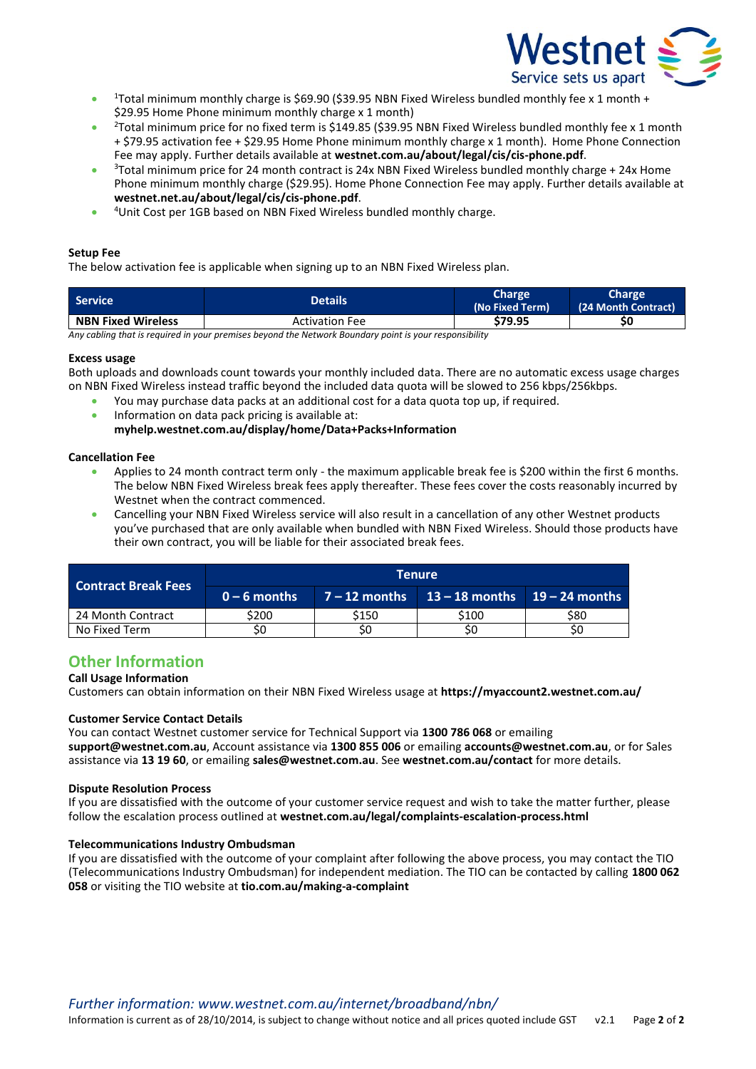- [1]Total minimum monthly charge is $69.90 ($39.95 NBN Fixed Wireless bundled monthly fee x 1 month + $29.95 Home Phone minimum monthly charge x 1 month)
- [2]Total minimum price for no fixed term is $149.85 ($39.95 NBN Fixed Wireless bundled monthly fee x 1 month + $79.95 activation fee + $29.95 Home Phone minimum monthly charge x 1 month). Home Phone Connection Fee may apply. Further details available at **westnet.com.au/about/legal/cis/cis-phone.pdf**.
- [3]Total minimum price for 24 month contract is 24x NBN Fixed Wireless bundled monthly charge + 24x Home Phone minimum monthly charge ($29.95). Home Phone Connection Fee may apply. Further details available at **westnet.net.au/about/legal/cis/cis-phone.pdf**.
- [4]Unit Cost per 1GB based on NBN Fixed Wireless bundled monthly charge.

**Setup Fee**

The below activation fee is applicable when signing up to an NBN Fixed Wireless plan.

| Service | Details | Charge (No Fixed Term) | Charge (24 Month Contract) |
|---|---|---|---|
| **NBN Fixed Wireless** | Activation Fee | **$79.95** | **$0** |

*Any cabling that is required in your premises beyond the Network Boundary point is your responsibility*

**Excess usage**

Both uploads and downloads count towards your monthly included data. There are no automatic excess usage charges on NBN Fixed Wireless instead traffic beyond the included data quota will be slowed to 256 kbps/256kbps.

- You may purchase data packs at an additional cost for a data quota top up, if required.
- Information on data pack pricing is available at: **myhelp.westnet.com.au/display/home/Data+Packs+Information**

**Cancellation Fee**

- Applies to 24 month contract term only - the maximum applicable break fee is $200 within the first 6 months. The below NBN Fixed Wireless break fees apply thereafter. These fees cover the costs reasonably incurred by Westnet when the contract commenced.
- Cancelling your NBN Fixed Wireless service will also result in a cancellation of any other Westnet products you've purchased that are only available when bundled with NBN Fixed Wireless. Should those products have their own contract, you will be liable for their associated break fees.

| Contract Break Fees | Tenure | | | |
|---|---|---|---|---|
| | 0 – 6 months | 7 – 12 months | 13 – 18 months | 19 – 24 months |
| 24 Month Contract | $200 | $150 | $100 | $80 |
| No Fixed Term | $0 | $0 | $0 | $0 |

## Other Information

**Call Usage Information**

Customers can obtain information on their NBN Fixed Wireless usage at **https://myaccount2.westnet.com.au/**

**Customer Service Contact Details**

You can contact Westnet customer service for Technical Support via **1300 786 068** or emailing **support@westnet.com.au**, Account assistance via **1300 855 006** or emailing **accounts@westnet.com.au**, or for Sales assistance via **13 19 60**, or emailing **sales@westnet.com.au**. See **westnet.com.au/contact** for more details.

**Dispute Resolution Process**

If you are dissatisfied with the outcome of your customer service request and wish to take the matter further, please follow the escalation process outlined at **westnet.com.au/legal/complaints-escalation-process.html**

**Telecommunications Industry Ombudsman**

If you are dissatisfied with the outcome of your complaint after following the above process, you may contact the TIO (Telecommunications Industry Ombudsman) for independent mediation. The TIO can be contacted by calling **1800 062 058** or visiting the TIO website at **tio.com.au/making-a-complaint**

*Further information: www.westnet.com.au/internet/broadband/nbn/*

Information is current as of 28/10/2014, is subject to change without notice and all prices quoted include GST v2.1